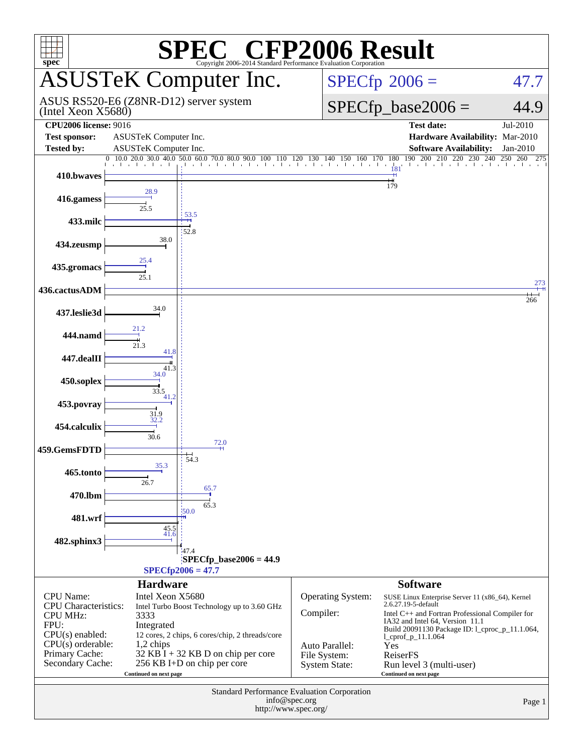# SPEC® CFP2006 Result

Copyright 2006-2014 Standard Performance Evaluation Corporation

## ASUSTeK Computer Inc.

ASUS RS520-E6 (Z8NR-D12) server system (Intel Xeon X5680)

**SPECfp 2006 = 47.7**

**SPECfp_base2006 = 44.9**

| | | | |
|---|---|---|---|
| **CPU2006 license:** 9016 | | **Test date:** | Jul-2010 |
| **Test sponsor:** | ASUSTeK Computer Inc. | **Hardware Availability:** | Mar-2010 |
| **Tested by:** | ASUSTeK Computer Inc. | **Software Availability:** | Jan-2010 |

| Benchmark | Peak | Base |
|---|---|---|
| 410.bwaves | 181 | 179 |
| 416.gamess | 28.9 | 25.5 |
| 433.milc | 53.5 | 52.8 |
| 434.zeusmp | | 38.0 |
| 435.gromacs | 25.4 | 25.1 |
| 436.cactusADM | 273 | 266 |
| 437.leslie3d | | 34.0 |
| 444.namd | 21.2 | 21.3 |
| 447.dealII | 41.8 | 41.3 |
| 450.soplex | 34.0 | 33.5 |
| 453.povray | 41.2 | 31.9 |
| 454.calculix | 32.2 | 30.6 |
| 459.GemsFDTD | 72.0 | 54.3 |
| 465.tonto | 35.3 | 26.7 |
| 470.lbm | 65.7 | 65.3 |
| 481.wrf | 50.0 | 45.5 |
| 482.sphinx3 | 41.6 | 47.4 |

SPECfp_base2006 = 44.9

SPECfp2006 = 47.7

### Hardware

| | |
|---|---|
| CPU Name: | Intel Xeon X5680 |
| CPU Characteristics: | Intel Turbo Boost Technology up to 3.60 GHz |
| CPU MHz: | 3333 |
| FPU: | Integrated |
| CPU(s) enabled: | 12 cores, 2 chips, 6 cores/chip, 2 threads/core |
| CPU(s) orderable: | 1,2 chips |
| Primary Cache: | 32 KB I + 32 KB D on chip per core |
| Secondary Cache: | 256 KB I+D on chip per core |

Continued on next page

### Software

| | |
|---|---|
| Operating System: | SUSE Linux Enterprise Server 11 (x86_64), Kernel 2.6.27.19-5-default |
| Compiler: | Intel C++ and Fortran Professional Compiler for IA32 and Intel 64, Version 11.1 Build 20091130 Package ID: l_cproc_p_11.1.064, l_cprof_p_11.1.064 |
| Auto Parallel: | Yes |
| File System: | ReiserFS |
| System State: | Run level 3 (multi-user) |

Continued on next page

Standard Performance Evaluation Corporation
info@spec.org
http://www.spec.org/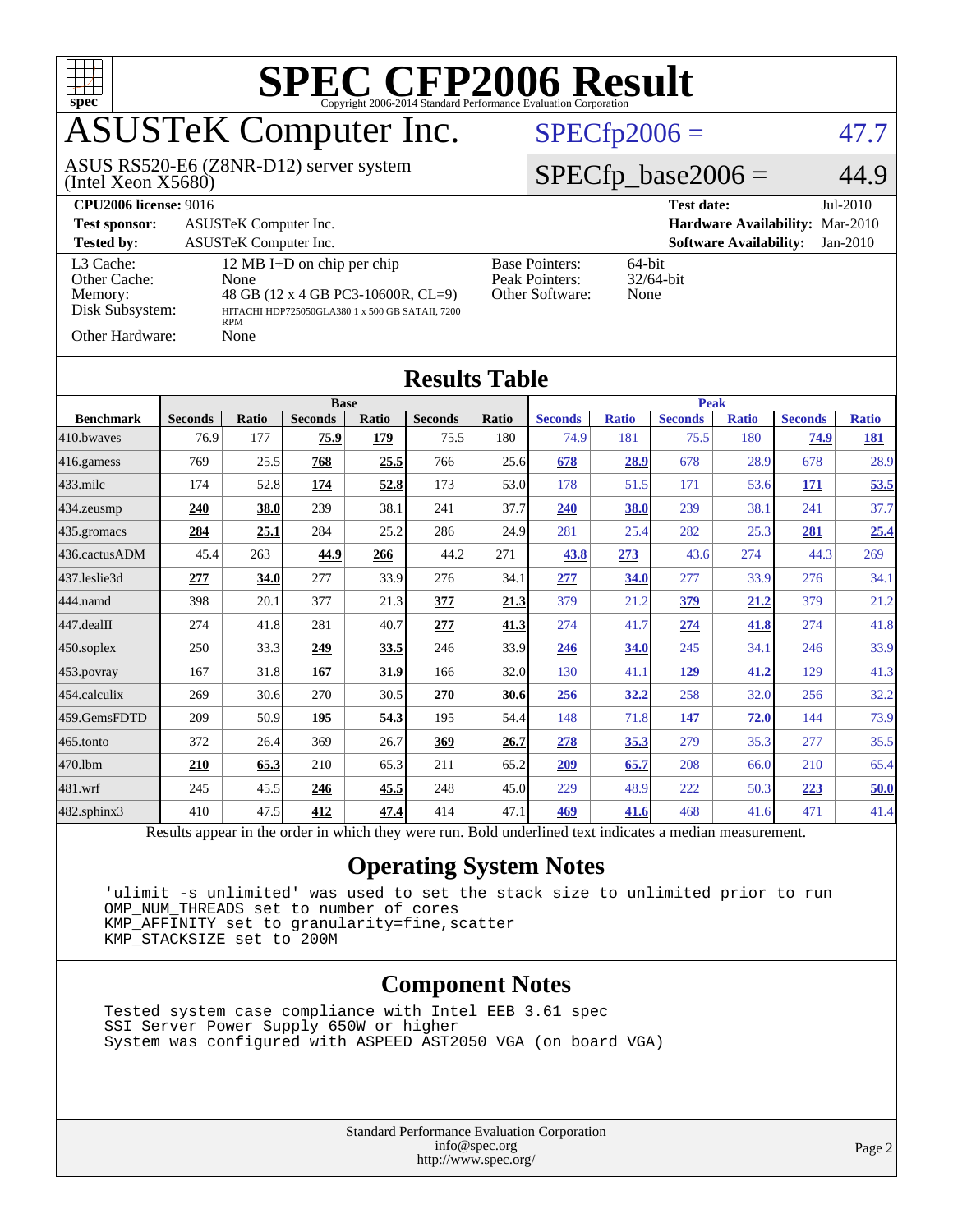# SPEC CFP2006 Result

Copyright 2006-2014 Standard Performance Evaluation Corporation

## ASUSTeK Computer Inc.

ASUS RS520-E6 (Z8NR-D12) server system (Intel Xeon X5680)

SPECfp2006 = 47.7

SPECfp_base2006 = 44.9

| | | | |
|---|---|---|---|
| **CPU2006 license:** 9016 | | **Test date:** | Jul-2010 |
| **Test sponsor:** | ASUSTeK Computer Inc. | **Hardware Availability:** | Mar-2010 |
| **Tested by:** | ASUSTeK Computer Inc. | **Software Availability:** | Jan-2010 |

| | | | |
|---|---|---|---|
| L3 Cache: | 12 MB I+D on chip per chip | Base Pointers: | 64-bit |
| Other Cache: | None | Peak Pointers: | 32/64-bit |
| Memory: | 48 GB (12 x 4 GB PC3-10600R, CL=9) | Other Software: | None |
| Disk Subsystem: | HITACHI HDP725050GLA380 1 x 500 GB SATAII, 7200 RPM | | |
| Other Hardware: | None | | |

## Results Table

| Benchmark | Base | | | | | | Peak | | | | | |
|---|---|---|---|---|---|---|---|---|---|---|---|---|
| | Seconds | Ratio | Seconds | Ratio | Seconds | Ratio | Seconds | Ratio | Seconds | Ratio | Seconds | Ratio |
| 410.bwaves | 76.9 | 177 | **75.9** | **179** | 75.5 | 180 | 74.9 | 181 | 75.5 | 180 | **74.9** | **181** |
| 416.gamess | 769 | 25.5 | **768** | **25.5** | 766 | 25.6 | **678** | **28.9** | 678 | 28.9 | 678 | 28.9 |
| 433.milc | 174 | 52.8 | **174** | **52.8** | 173 | 53.0 | 178 | 51.5 | 171 | 53.6 | **171** | **53.5** |
| 434.zeusmp | **240** | **38.0** | 239 | 38.1 | 241 | 37.7 | **240** | **38.0** | 239 | 38.1 | 241 | 37.7 |
| 435.gromacs | **284** | **25.1** | 284 | 25.2 | 286 | 24.9 | 281 | 25.4 | 282 | 25.3 | **281** | **25.4** |
| 436.cactusADM | 45.4 | 263 | **44.9** | **266** | 44.2 | 271 | **43.8** | **273** | 43.6 | 274 | 44.3 | 269 |
| 437.leslie3d | **277** | **34.0** | 277 | 33.9 | 276 | 34.1 | **277** | **34.0** | 277 | 33.9 | 276 | 34.1 |
| 444.namd | 398 | 20.1 | 377 | 21.3 | **377** | **21.3** | 379 | 21.2 | **379** | **21.2** | 379 | 21.2 |
| 447.dealII | 274 | 41.8 | 281 | 40.7 | **277** | **41.3** | 274 | 41.7 | **274** | **41.8** | 274 | 41.8 |
| 450.soplex | 250 | 33.3 | **249** | **33.5** | 246 | 33.9 | **246** | **34.0** | 245 | 34.1 | 246 | 33.9 |
| 453.povray | 167 | 31.8 | **167** | **31.9** | 166 | 32.0 | 130 | 41.1 | **129** | **41.2** | 129 | 41.3 |
| 454.calculix | 269 | 30.6 | 270 | 30.5 | **270** | **30.6** | **256** | **32.2** | 258 | 32.0 | 256 | 32.2 |
| 459.GemsFDTD | 209 | 50.9 | **195** | **54.3** | 195 | 54.4 | 148 | 71.8 | **147** | **72.0** | 144 | 73.9 |
| 465.tonto | 372 | 26.4 | 369 | 26.7 | **369** | **26.7** | **278** | **35.3** | 279 | 35.3 | 277 | 35.5 |
| 470.lbm | **210** | **65.3** | 210 | 65.3 | 211 | 65.2 | **209** | **65.7** | 208 | 66.0 | 210 | 65.4 |
| 481.wrf | 245 | 45.5 | **246** | **45.5** | 248 | 45.0 | 229 | 48.9 | 222 | 50.3 | **223** | **50.0** |
| 482.sphinx3 | 410 | 47.5 | **412** | **47.4** | 414 | 47.1 | **469** | **41.6** | 468 | 41.6 | 471 | 41.4 |

Results appear in the order in which they were run. Bold underlined text indicates a median measurement.

## Operating System Notes

```
'ulimit -s unlimited' was used to set the stack size to unlimited prior to run
OMP_NUM_THREADS set to number of cores
KMP_AFFINITY set to granularity=fine,scatter
KMP_STACKSIZE set to 200M
```

## Component Notes

```
Tested system case compliance with Intel EEB 3.61 spec
SSI Server Power Supply 650W or higher
System was configured with ASPEED AST2050 VGA (on board VGA)
```

Standard Performance Evaluation Corporation
info@spec.org
http://www.spec.org/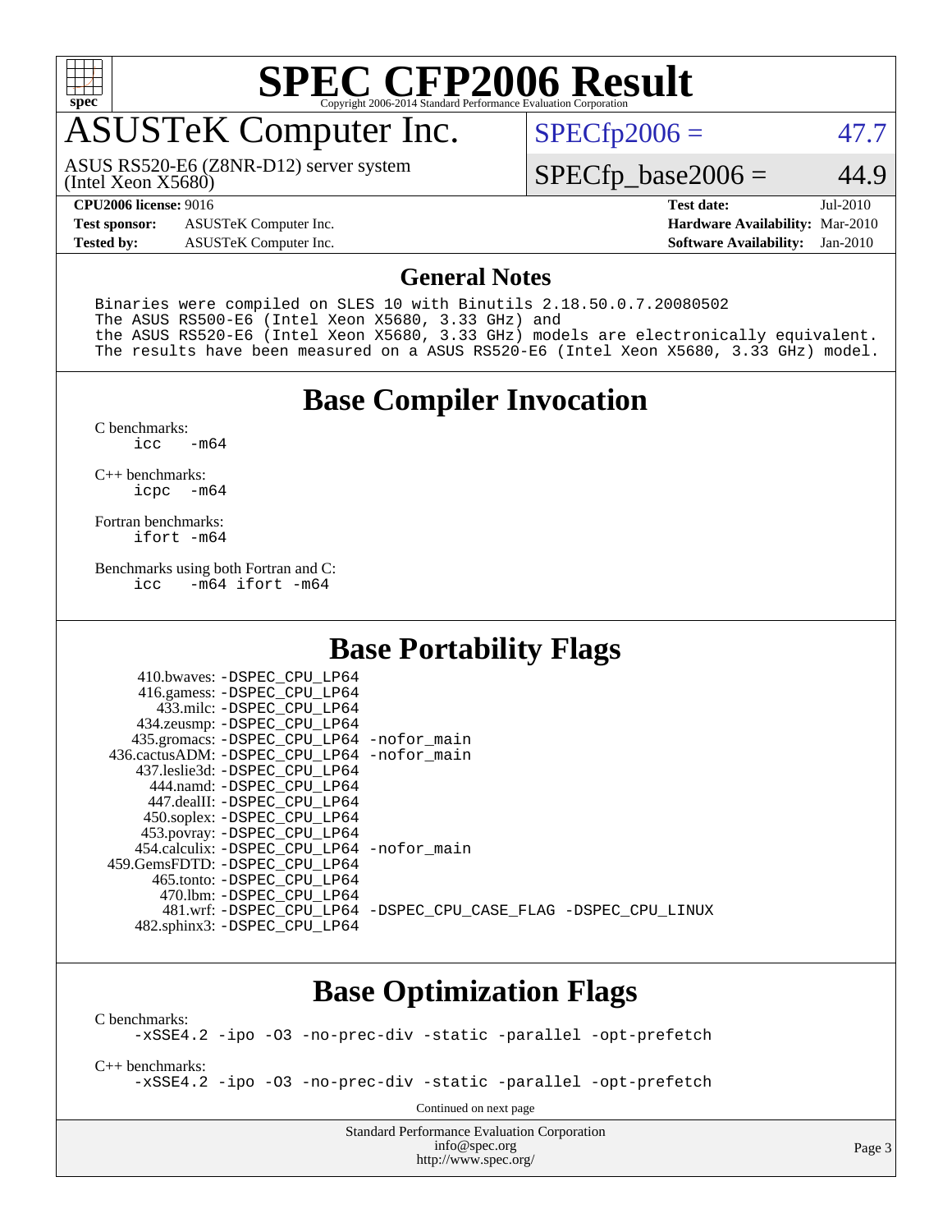# SPEC CFP2006 Result

Copyright 2006-2014 Standard Performance Evaluation Corporation

## ASUSTeK Computer Inc.

ASUS RS520-E6 (Z8NR-D12) server system (Intel Xeon X5680)

SPECfp2006 = 47.7

SPECfp_base2006 = 44.9

**CPU2006 license:** 9016

**Test sponsor:** ASUSTeK Computer Inc.

**Tested by:** ASUSTeK Computer Inc.

**Test date:** Jul-2010

**Hardware Availability:** Mar-2010

**Software Availability:** Jan-2010

## General Notes

```
Binaries were compiled on SLES 10 with Binutils 2.18.50.0.7.20080502
The ASUS RS500-E6 (Intel Xeon X5680, 3.33 GHz) and
the ASUS RS520-E6 (Intel Xeon X5680, 3.33 GHz) models are electronically equivalent.
The results have been measured on a ASUS RS520-E6 (Intel Xeon X5680, 3.33 GHz) model.
```

## Base Compiler Invocation

C benchmarks:
```
icc  -m64
```

C++ benchmarks:
```
icpc  -m64
```

Fortran benchmarks:
```
ifort -m64
```

Benchmarks using both Fortran and C:
```
icc  -m64 ifort -m64
```

## Base Portability Flags

```
   410.bwaves: -DSPEC_CPU_LP64
   416.gamess: -DSPEC_CPU_LP64
     433.milc: -DSPEC_CPU_LP64
   434.zeusmp: -DSPEC_CPU_LP64
  435.gromacs: -DSPEC_CPU_LP64 -nofor_main
436.cactusADM: -DSPEC_CPU_LP64 -nofor_main
  437.leslie3d: -DSPEC_CPU_LP64
     444.namd: -DSPEC_CPU_LP64
   447.dealII: -DSPEC_CPU_LP64
   450.soplex: -DSPEC_CPU_LP64
   453.povray: -DSPEC_CPU_LP64
  454.calculix: -DSPEC_CPU_LP64 -nofor_main
459.GemsFDTD: -DSPEC_CPU_LP64
    465.tonto: -DSPEC_CPU_LP64
      470.lbm: -DSPEC_CPU_LP64
      481.wrf: -DSPEC_CPU_LP64 -DSPEC_CPU_CASE_FLAG -DSPEC_CPU_LINUX
  482.sphinx3: -DSPEC_CPU_LP64
```

## Base Optimization Flags

C benchmarks:
```
-xSSE4.2 -ipo -O3 -no-prec-div -static -parallel -opt-prefetch
```

C++ benchmarks:
```
-xSSE4.2 -ipo -O3 -no-prec-div -static -parallel -opt-prefetch
```

Continued on next page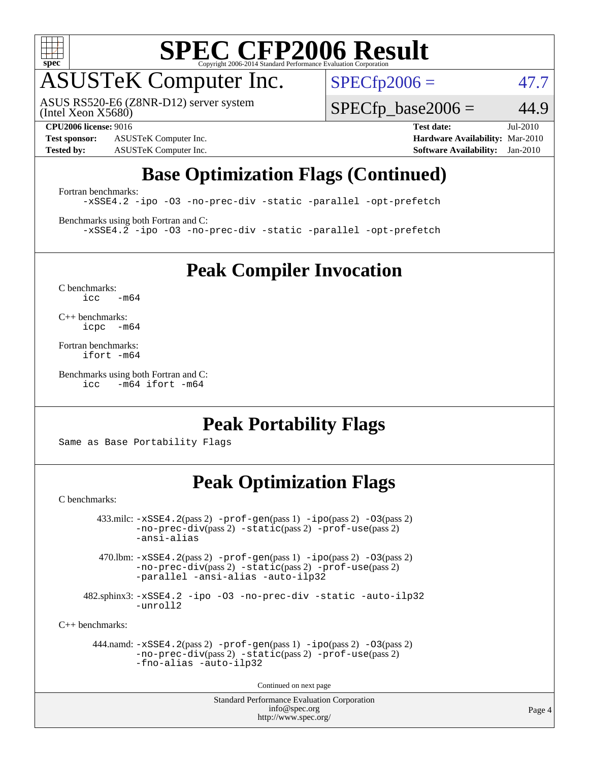# SPEC CFP2006 Result

Copyright 2006-2014 Standard Performance Evaluation Corporation

## ASUSTeK Computer Inc.

ASUS RS520-E6 (Z8NR-D12) server system (Intel Xeon X5680)

SPECfp2006 = 47.7

SPECfp_base2006 = 44.9

**CPU2006 license:** 9016
**Test sponsor:** ASUSTeK Computer Inc.
**Tested by:** ASUSTeK Computer Inc.
**Test date:** Jul-2010
**Hardware Availability:** Mar-2010
**Software Availability:** Jan-2010

## Base Optimization Flags (Continued)

Fortran benchmarks:

```
-xSSE4.2 -ipo -O3 -no-prec-div -static -parallel -opt-prefetch
```

Benchmarks using both Fortran and C:

```
-xSSE4.2 -ipo -O3 -no-prec-div -static -parallel -opt-prefetch
```

## Peak Compiler Invocation

C benchmarks:

```
icc   -m64
```

C++ benchmarks:

```
icpc  -m64
```

Fortran benchmarks:

```
ifort -m64
```

Benchmarks using both Fortran and C:

```
icc   -m64 ifort -m64
```

## Peak Portability Flags

Same as Base Portability Flags

## Peak Optimization Flags

C benchmarks:

433.milc: -xSSE4.2(pass 2) -prof-gen(pass 1) -ipo(pass 2) -O3(pass 2) -no-prec-div(pass 2) -static(pass 2) -prof-use(pass 2) -ansi-alias

470.lbm: -xSSE4.2(pass 2) -prof-gen(pass 1) -ipo(pass 2) -O3(pass 2) -no-prec-div(pass 2) -static(pass 2) -prof-use(pass 2) -parallel -ansi-alias -auto-ilp32

482.sphinx3: -xSSE4.2 -ipo -O3 -no-prec-div -static -auto-ilp32 -unroll2

C++ benchmarks:

444.namd: -xSSE4.2(pass 2) -prof-gen(pass 1) -ipo(pass 2) -O3(pass 2) -no-prec-div(pass 2) -static(pass 2) -prof-use(pass 2) -fno-alias -auto-ilp32

Continued on next page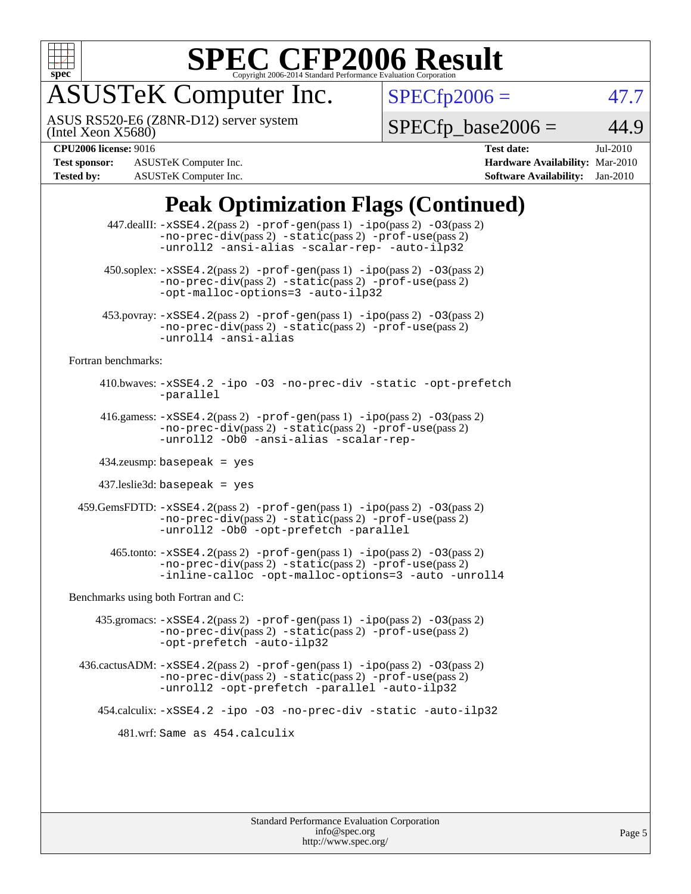# SPEC CFP2006 Result

Copyright 2006-2014 Standard Performance Evaluation Corporation

## ASUSTeK Computer Inc.

ASUS RS520-E6 (Z8NR-D12) server system (Intel Xeon X5680)

SPECfp2006 = 47.7

SPECfp_base2006 = 44.9

**CPU2006 license:** 9016 | **Test date:** Jul-2010
**Test sponsor:** ASUSTeK Computer Inc. | **Hardware Availability:** Mar-2010
**Tested by:** ASUSTeK Computer Inc. | **Software Availability:** Jan-2010

## Peak Optimization Flags (Continued)

447.dealII: -xSSE4.2(pass 2) -prof-gen(pass 1) -ipo(pass 2) -O3(pass 2) -no-prec-div(pass 2) -static(pass 2) -prof-use(pass 2) -unroll2 -ansi-alias -scalar-rep- -auto-ilp32

450.soplex: -xSSE4.2(pass 2) -prof-gen(pass 1) -ipo(pass 2) -O3(pass 2) -no-prec-div(pass 2) -static(pass 2) -prof-use(pass 2) -opt-malloc-options=3 -auto-ilp32

453.povray: -xSSE4.2(pass 2) -prof-gen(pass 1) -ipo(pass 2) -O3(pass 2) -no-prec-div(pass 2) -static(pass 2) -prof-use(pass 2) -unroll4 -ansi-alias

Fortran benchmarks:

410.bwaves: -xSSE4.2 -ipo -O3 -no-prec-div -static -opt-prefetch -parallel

416.gamess: -xSSE4.2(pass 2) -prof-gen(pass 1) -ipo(pass 2) -O3(pass 2) -no-prec-div(pass 2) -static(pass 2) -prof-use(pass 2) -unroll2 -Ob0 -ansi-alias -scalar-rep-

434.zeusmp: basepeak = yes

437.leslie3d: basepeak = yes

459.GemsFDTD: -xSSE4.2(pass 2) -prof-gen(pass 1) -ipo(pass 2) -O3(pass 2) -no-prec-div(pass 2) -static(pass 2) -prof-use(pass 2) -unroll2 -Ob0 -opt-prefetch -parallel

465.tonto: -xSSE4.2(pass 2) -prof-gen(pass 1) -ipo(pass 2) -O3(pass 2) -no-prec-div(pass 2) -static(pass 2) -prof-use(pass 2) -inline-calloc -opt-malloc-options=3 -auto -unroll4

Benchmarks using both Fortran and C:

435.gromacs: -xSSE4.2(pass 2) -prof-gen(pass 1) -ipo(pass 2) -O3(pass 2) -no-prec-div(pass 2) -static(pass 2) -prof-use(pass 2) -opt-prefetch -auto-ilp32

436.cactusADM: -xSSE4.2(pass 2) -prof-gen(pass 1) -ipo(pass 2) -O3(pass 2) -no-prec-div(pass 2) -static(pass 2) -prof-use(pass 2) -unroll2 -opt-prefetch -parallel -auto-ilp32

454.calculix: -xSSE4.2 -ipo -O3 -no-prec-div -static -auto-ilp32

481.wrf: Same as 454.calculix

Standard Performance Evaluation Corporation
info@spec.org
http://www.spec.org/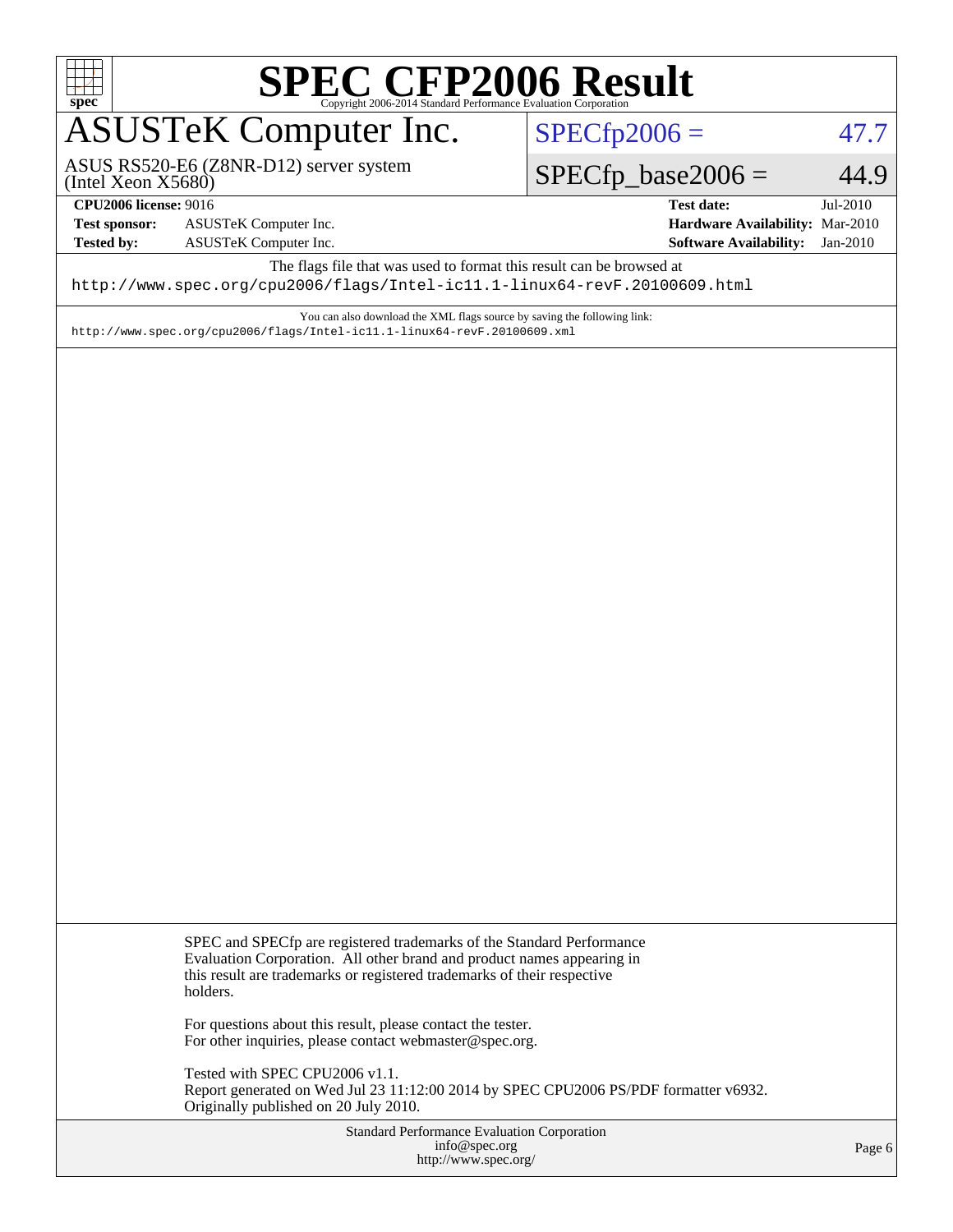# SPEC CFP2006 Result

Copyright 2006-2014 Standard Performance Evaluation Corporation

## ASUSTeK Computer Inc.

ASUS RS520-E6 (Z8NR-D12) server system
(Intel Xeon X5680)

SPECfp2006 = 47.7

SPECfp_base2006 = 44.9

| | | | |
|---|---|---|---|
| **CPU2006 license:** 9016 | | **Test date:** | Jul-2010 |
| **Test sponsor:** | ASUSTeK Computer Inc. | **Hardware Availability:** | Mar-2010 |
| **Tested by:** | ASUSTeK Computer Inc. | **Software Availability:** | Jan-2010 |

The flags file that was used to format this result can be browsed at
`http://www.spec.org/cpu2006/flags/Intel-ic11.1-linux64-revF.20100609.html`

You can also download the XML flags source by saving the following link:
`http://www.spec.org/cpu2006/flags/Intel-ic11.1-linux64-revF.20100609.xml`

SPEC and SPECfp are registered trademarks of the Standard Performance Evaluation Corporation. All other brand and product names appearing in this result are trademarks or registered trademarks of their respective holders.

For questions about this result, please contact the tester.
For other inquiries, please contact webmaster@spec.org.

Tested with SPEC CPU2006 v1.1.
Report generated on Wed Jul 23 11:12:00 2014 by SPEC CPU2006 PS/PDF formatter v6932.
Originally published on 20 July 2010.